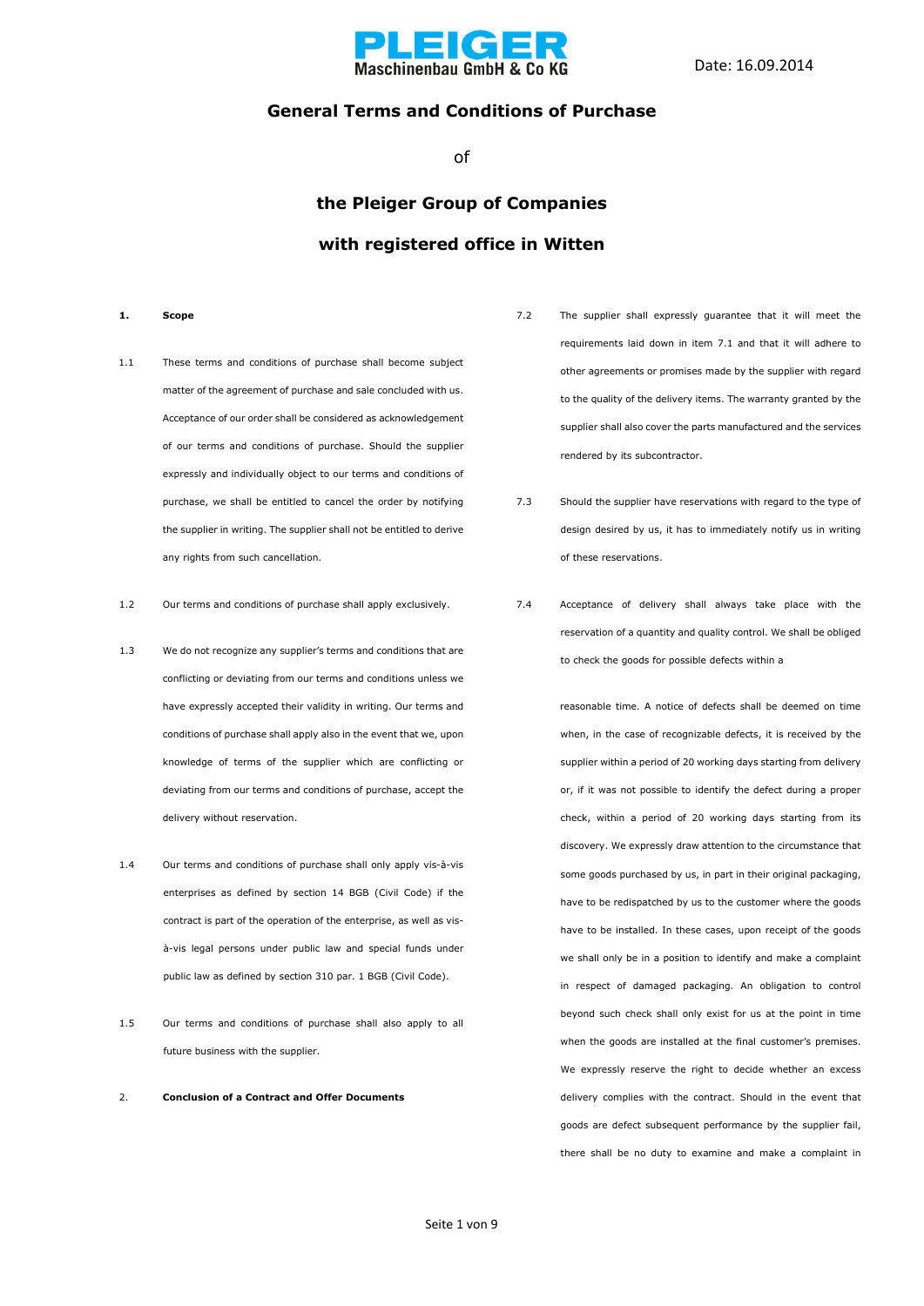PLEIGER Maschinenbau GmbH & Co KG

Date: 16.09.2014

# General Terms and Conditions of Purchase

of

# the Pleiger Group of Companies

# with registered office in Witten

## 1. Scope

1.1 These terms and conditions of purchase shall become subject matter of the agreement of purchase and sale concluded with us. Acceptance of our order shall be considered as acknowledgement of our terms and conditions of purchase. Should the supplier expressly and individually object to our terms and conditions of purchase, we shall be entitled to cancel the order by notifying the supplier in writing. The supplier shall not be entitled to derive any rights from such cancellation.

1.2 Our terms and conditions of purchase shall apply exclusively.

1.3 We do not recognize any supplier's terms and conditions that are conflicting or deviating from our terms and conditions unless we have expressly accepted their validity in writing. Our terms and conditions of purchase shall apply also in the event that we, upon knowledge of terms of the supplier which are conflicting or deviating from our terms and conditions of purchase, accept the delivery without reservation.

1.4 Our terms and conditions of purchase shall only apply vis-à-vis enterprises as defined by section 14 BGB (Civil Code) if the contract is part of the operation of the enterprise, as well as vis-à-vis legal persons under public law and special funds under public law as defined by section 310 par. 1 BGB (Civil Code).

1.5 Our terms and conditions of purchase shall also apply to all future business with the supplier.

## 2. Conclusion of a Contract and Offer Documents

7.2 The supplier shall expressly guarantee that it will meet the requirements laid down in item 7.1 and that it will adhere to other agreements or promises made by the supplier with regard to the quality of the delivery items. The warranty granted by the supplier shall also cover the parts manufactured and the services rendered by its subcontractor.

7.3 Should the supplier have reservations with regard to the type of design desired by us, it has to immediately notify us in writing of these reservations.

7.4 Acceptance of delivery shall always take place with the reservation of a quantity and quality control. We shall be obliged to check the goods for possible defects within a reasonable time. A notice of defects shall be deemed on time when, in the case of recognizable defects, it is received by the supplier within a period of 20 working days starting from delivery or, if it was not possible to identify the defect during a proper check, within a period of 20 working days starting from its discovery. We expressly draw attention to the circumstance that some goods purchased by us, in part in their original packaging, have to be redispatched by us to the customer where the goods have to be installed. In these cases, upon receipt of the goods we shall only be in a position to identify and make a complaint in respect of damaged packaging. An obligation to control beyond such check shall only exist for us at the point in time when the goods are installed at the final customer's premises. We expressly reserve the right to decide whether an excess delivery complies with the contract. Should in the event that goods are defect subsequent performance by the supplier fail, there shall be no duty to examine and make a complaint in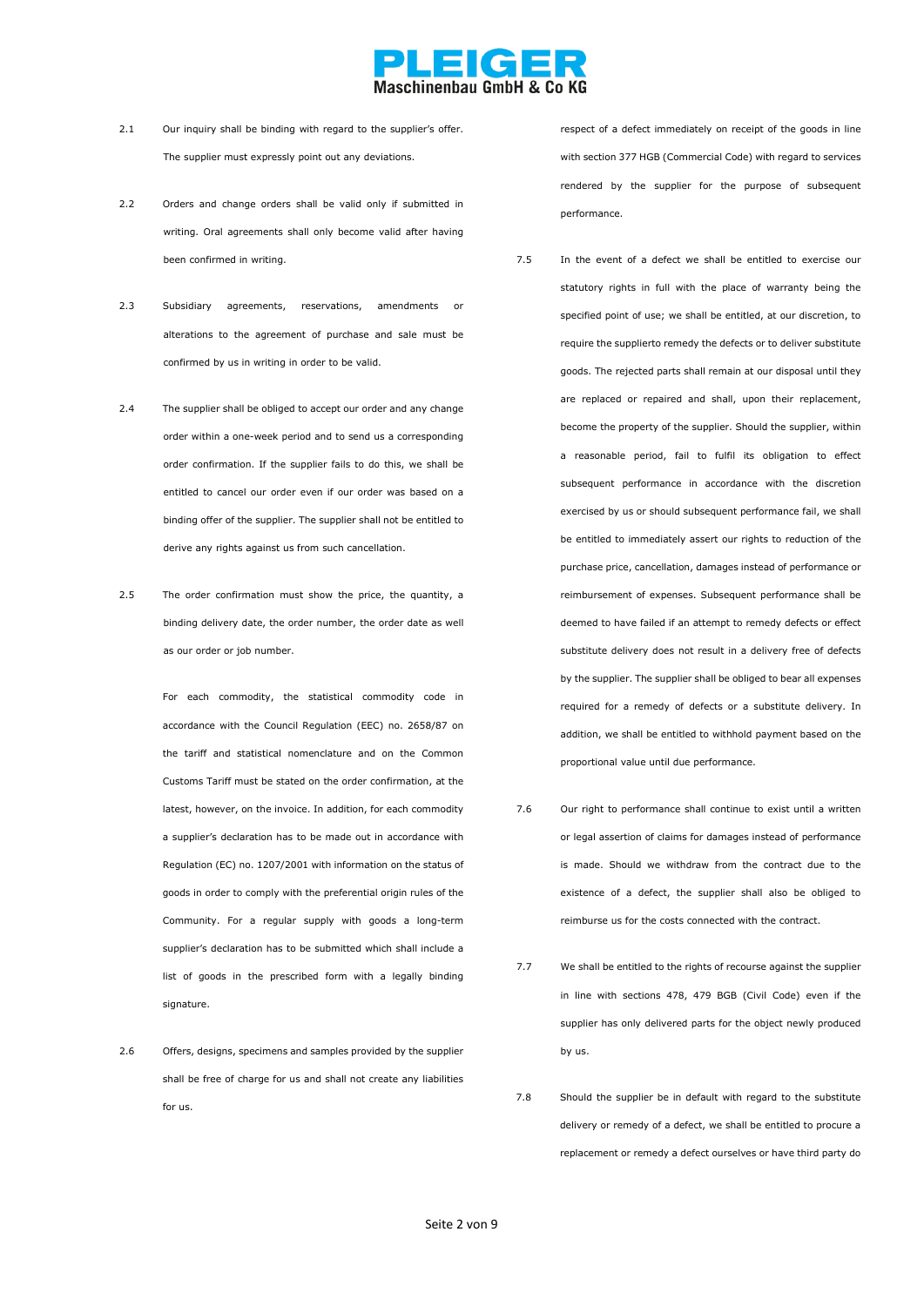2.1 Our inquiry shall be binding with regard to the supplier's offer. The supplier must expressly point out any deviations.

2.2 Orders and change orders shall be valid only if submitted in writing. Oral agreements shall only become valid after having been confirmed in writing.

2.3 Subsidiary agreements, reservations, amendments or alterations to the agreement of purchase and sale must be confirmed by us in writing in order to be valid.

2.4 The supplier shall be obliged to accept our order and any change order within a one-week period and to send us a corresponding order confirmation. If the supplier fails to do this, we shall be entitled to cancel our order even if our order was based on a binding offer of the supplier. The supplier shall not be entitled to derive any rights against us from such cancellation.

2.5 The order confirmation must show the price, the quantity, a binding delivery date, the order number, the order date as well as our order or job number.

For each commodity, the statistical commodity code in accordance with the Council Regulation (EEC) no. 2658/87 on the tariff and statistical nomenclature and on the Common Customs Tariff must be stated on the order confirmation, at the latest, however, on the invoice. In addition, for each commodity a supplier's declaration has to be made out in accordance with Regulation (EC) no. 1207/2001 with information on the status of goods in order to comply with the preferential origin rules of the Community. For a regular supply with goods a long-term supplier's declaration has to be submitted which shall include a list of goods in the prescribed form with a legally binding signature.

2.6 Offers, designs, specimens and samples provided by the supplier shall be free of charge for us and shall not create any liabilities for us.

respect of a defect immediately on receipt of the goods in line with section 377 HGB (Commercial Code) with regard to services rendered by the supplier for the purpose of subsequent performance.

7.5 In the event of a defect we shall be entitled to exercise our statutory rights in full with the place of warranty being the specified point of use; we shall be entitled, at our discretion, to require the supplierto remedy the defects or to deliver substitute goods. The rejected parts shall remain at our disposal until they are replaced or repaired and shall, upon their replacement, become the property of the supplier. Should the supplier, within a reasonable period, fail to fulfil its obligation to effect subsequent performance in accordance with the discretion exercised by us or should subsequent performance fail, we shall be entitled to immediately assert our rights to reduction of the purchase price, cancellation, damages instead of performance or reimbursement of expenses. Subsequent performance shall be deemed to have failed if an attempt to remedy defects or effect substitute delivery does not result in a delivery free of defects by the supplier. The supplier shall be obliged to bear all expenses required for a remedy of defects or a substitute delivery. In addition, we shall be entitled to withhold payment based on the proportional value until due performance.

7.6 Our right to performance shall continue to exist until a written or legal assertion of claims for damages instead of performance is made. Should we withdraw from the contract due to the existence of a defect, the supplier shall also be obliged to reimburse us for the costs connected with the contract.

7.7 We shall be entitled to the rights of recourse against the supplier in line with sections 478, 479 BGB (Civil Code) even if the supplier has only delivered parts for the object newly produced by us.

7.8 Should the supplier be in default with regard to the substitute delivery or remedy of a defect, we shall be entitled to procure a replacement or remedy a defect ourselves or have third party do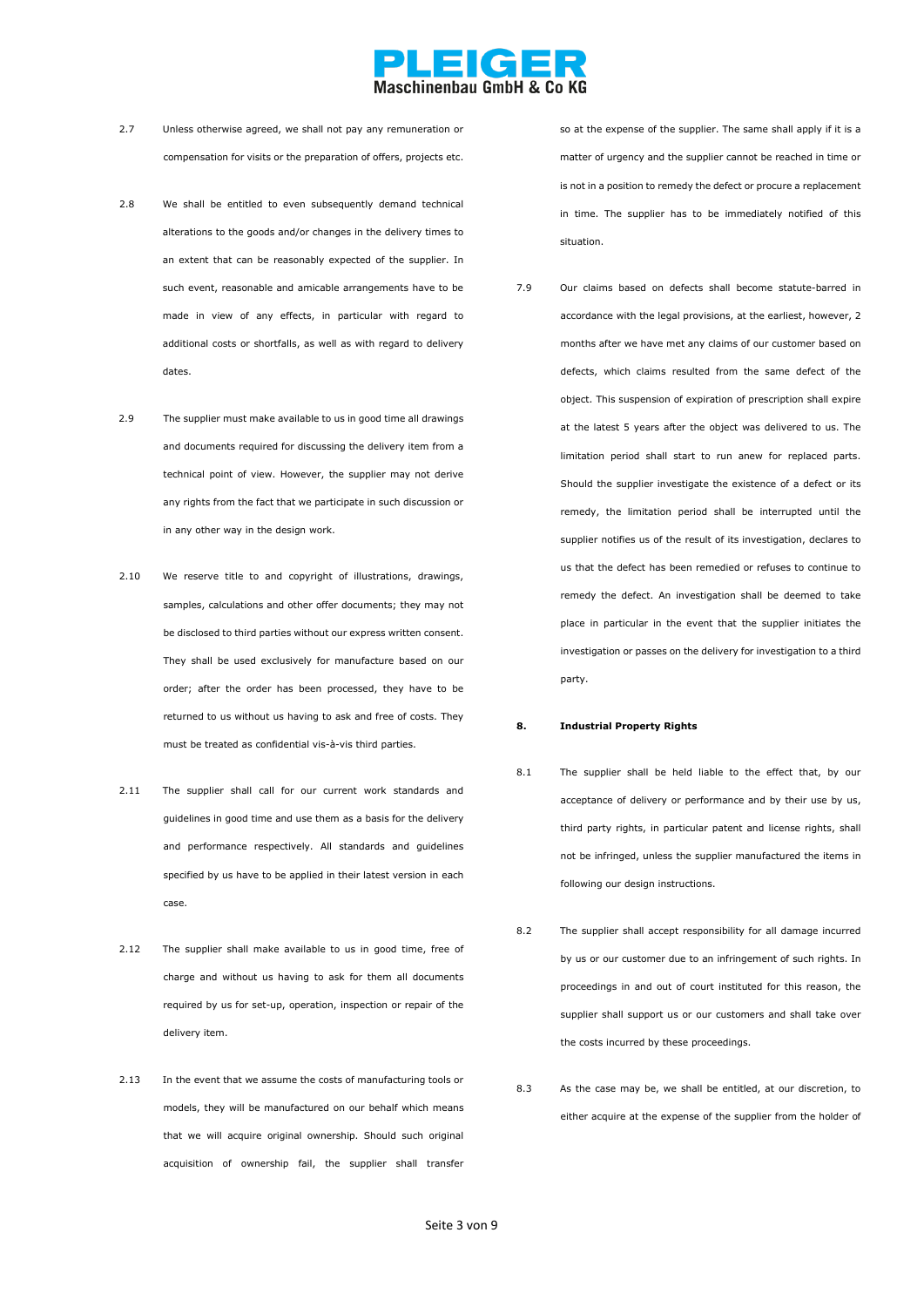2.7 Unless otherwise agreed, we shall not pay any remuneration or compensation for visits or the preparation of offers, projects etc.

2.8 We shall be entitled to even subsequently demand technical alterations to the goods and/or changes in the delivery times to an extent that can be reasonably expected of the supplier. In such event, reasonable and amicable arrangements have to be made in view of any effects, in particular with regard to additional costs or shortfalls, as well as with regard to delivery dates.

2.9 The supplier must make available to us in good time all drawings and documents required for discussing the delivery item from a technical point of view. However, the supplier may not derive any rights from the fact that we participate in such discussion or in any other way in the design work.

2.10 We reserve title to and copyright of illustrations, drawings, samples, calculations and other offer documents; they may not be disclosed to third parties without our express written consent. They shall be used exclusively for manufacture based on our order; after the order has been processed, they have to be returned to us without us having to ask and free of costs. They must be treated as confidential vis-à-vis third parties.

2.11 The supplier shall call for our current work standards and guidelines in good time and use them as a basis for the delivery and performance respectively. All standards and guidelines specified by us have to be applied in their latest version in each case.

2.12 The supplier shall make available to us in good time, free of charge and without us having to ask for them all documents required by us for set-up, operation, inspection or repair of the delivery item.

2.13 In the event that we assume the costs of manufacturing tools or models, they will be manufactured on our behalf which means that we will acquire original ownership. Should such original acquisition of ownership fail, the supplier shall transfer so at the expense of the supplier. The same shall apply if it is a matter of urgency and the supplier cannot be reached in time or is not in a position to remedy the defect or procure a replacement in time. The supplier has to be immediately notified of this situation.

7.9 Our claims based on defects shall become statute-barred in accordance with the legal provisions, at the earliest, however, 2 months after we have met any claims of our customer based on defects, which claims resulted from the same defect of the object. This suspension of expiration of prescription shall expire at the latest 5 years after the object was delivered to us. The limitation period shall start to run anew for replaced parts. Should the supplier investigate the existence of a defect or its remedy, the limitation period shall be interrupted until the supplier notifies us of the result of its investigation, declares to us that the defect has been remedied or refuses to continue to remedy the defect. An investigation shall be deemed to take place in particular in the event that the supplier initiates the investigation or passes on the delivery for investigation to a third party.

## 8. Industrial Property Rights

8.1 The supplier shall be held liable to the effect that, by our acceptance of delivery or performance and by their use by us, third party rights, in particular patent and license rights, shall not be infringed, unless the supplier manufactured the items in following our design instructions.

8.2 The supplier shall accept responsibility for all damage incurred by us or our customer due to an infringement of such rights. In proceedings in and out of court instituted for this reason, the supplier shall support us or our customers and shall take over the costs incurred by these proceedings.

8.3 As the case may be, we shall be entitled, at our discretion, to either acquire at the expense of the supplier from the holder of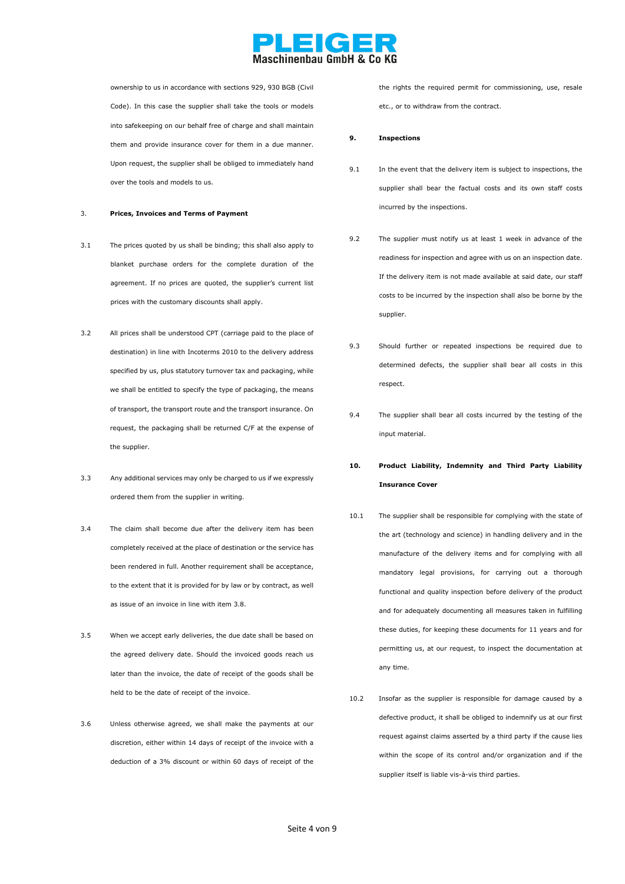ownership to us in accordance with sections 929, 930 BGB (Civil Code). In this case the supplier shall take the tools or models into safekeeping on our behalf free of charge and shall maintain them and provide insurance cover for them in a due manner. Upon request, the supplier shall be obliged to immediately hand over the tools and models to us.

3. **Prices, Invoices and Terms of Payment**

3.1 The prices quoted by us shall be binding; this shall also apply to blanket purchase orders for the complete duration of the agreement. If no prices are quoted, the supplier's current list prices with the customary discounts shall apply.

3.2 All prices shall be understood CPT (carriage paid to the place of destination) in line with Incoterms 2010 to the delivery address specified by us, plus statutory turnover tax and packaging, while we shall be entitled to specify the type of packaging, the means of transport, the transport route and the transport insurance. On request, the packaging shall be returned C/F at the expense of the supplier.

3.3 Any additional services may only be charged to us if we expressly ordered them from the supplier in writing.

3.4 The claim shall become due after the delivery item has been completely received at the place of destination or the service has been rendered in full. Another requirement shall be acceptance, to the extent that it is provided for by law or by contract, as well as issue of an invoice in line with item 3.8.

3.5 When we accept early deliveries, the due date shall be based on the agreed delivery date. Should the invoiced goods reach us later than the invoice, the date of receipt of the goods shall be held to be the date of receipt of the invoice.

3.6 Unless otherwise agreed, we shall make the payments at our discretion, either within 14 days of receipt of the invoice with a deduction of a 3% discount or within 60 days of receipt of the the rights the required permit for commissioning, use, resale etc., or to withdraw from the contract.

**9. Inspections**

9.1 In the event that the delivery item is subject to inspections, the supplier shall bear the factual costs and its own staff costs incurred by the inspections.

9.2 The supplier must notify us at least 1 week in advance of the readiness for inspection and agree with us on an inspection date. If the delivery item is not made available at said date, our staff costs to be incurred by the inspection shall also be borne by the supplier.

9.3 Should further or repeated inspections be required due to determined defects, the supplier shall bear all costs in this respect.

9.4 The supplier shall bear all costs incurred by the testing of the input material.

**10. Product Liability, Indemnity and Third Party Liability Insurance Cover**

10.1 The supplier shall be responsible for complying with the state of the art (technology and science) in handling delivery and in the manufacture of the delivery items and for complying with all mandatory legal provisions, for carrying out a thorough functional and quality inspection before delivery of the product and for adequately documenting all measures taken in fulfilling these duties, for keeping these documents for 11 years and for permitting us, at our request, to inspect the documentation at any time.

10.2 Insofar as the supplier is responsible for damage caused by a defective product, it shall be obliged to indemnify us at our first request against claims asserted by a third party if the cause lies within the scope of its control and/or organization and if the supplier itself is liable vis-à-vis third parties.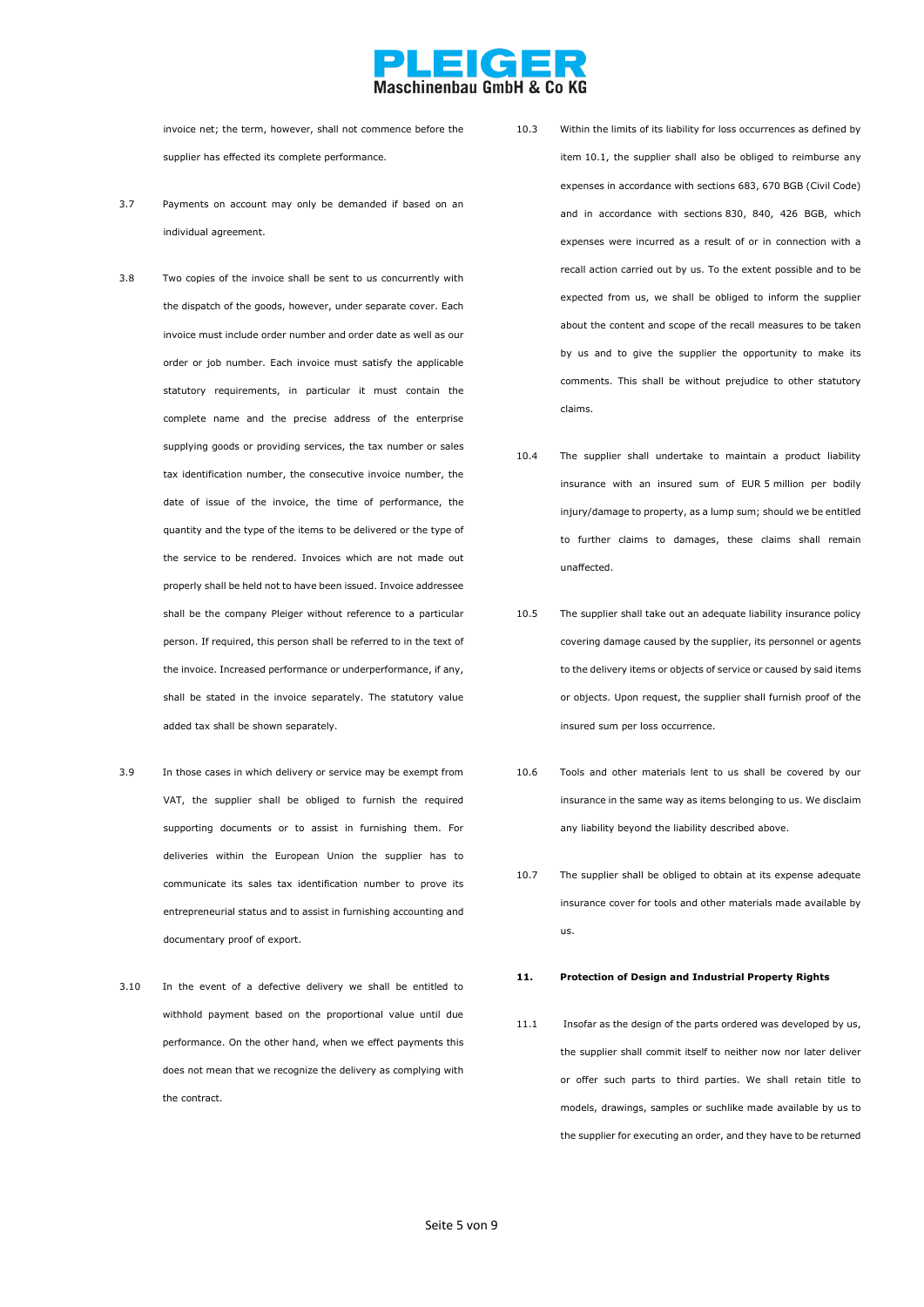invoice net; the term, however, shall not commence before the supplier has effected its complete performance.

3.7 Payments on account may only be demanded if based on an individual agreement.

3.8 Two copies of the invoice shall be sent to us concurrently with the dispatch of the goods, however, under separate cover. Each invoice must include order number and order date as well as our order or job number. Each invoice must satisfy the applicable statutory requirements, in particular it must contain the complete name and the precise address of the enterprise supplying goods or providing services, the tax number or sales tax identification number, the consecutive invoice number, the date of issue of the invoice, the time of performance, the quantity and the type of the items to be delivered or the type of the service to be rendered. Invoices which are not made out properly shall be held not to have been issued. Invoice addressee shall be the company Pleiger without reference to a particular person. If required, this person shall be referred to in the text of the invoice. Increased performance or underperformance, if any, shall be stated in the invoice separately. The statutory value added tax shall be shown separately.

3.9 In those cases in which delivery or service may be exempt from VAT, the supplier shall be obliged to furnish the required supporting documents or to assist in furnishing them. For deliveries within the European Union the supplier has to communicate its sales tax identification number to prove its entrepreneurial status and to assist in furnishing accounting and documentary proof of export.

3.10 In the event of a defective delivery we shall be entitled to withhold payment based on the proportional value until due performance. On the other hand, when we effect payments this does not mean that we recognize the delivery as complying with the contract.

10.3 Within the limits of its liability for loss occurrences as defined by item 10.1, the supplier shall also be obliged to reimburse any expenses in accordance with sections 683, 670 BGB (Civil Code) and in accordance with sections 830, 840, 426 BGB, which expenses were incurred as a result of or in connection with a recall action carried out by us. To the extent possible and to be expected from us, we shall be obliged to inform the supplier about the content and scope of the recall measures to be taken by us and to give the supplier the opportunity to make its comments. This shall be without prejudice to other statutory claims.

10.4 The supplier shall undertake to maintain a product liability insurance with an insured sum of EUR 5 million per bodily injury/damage to property, as a lump sum; should we be entitled to further claims to damages, these claims shall remain unaffected.

10.5 The supplier shall take out an adequate liability insurance policy covering damage caused by the supplier, its personnel or agents to the delivery items or objects of service or caused by said items or objects. Upon request, the supplier shall furnish proof of the insured sum per loss occurrence.

10.6 Tools and other materials lent to us shall be covered by our insurance in the same way as items belonging to us. We disclaim any liability beyond the liability described above.

10.7 The supplier shall be obliged to obtain at its expense adequate insurance cover for tools and other materials made available by us.

## 11. Protection of Design and Industrial Property Rights

11.1 Insofar as the design of the parts ordered was developed by us, the supplier shall commit itself to neither now nor later deliver or offer such parts to third parties. We shall retain title to models, drawings, samples or suchlike made available by us to the supplier for executing an order, and they have to be returned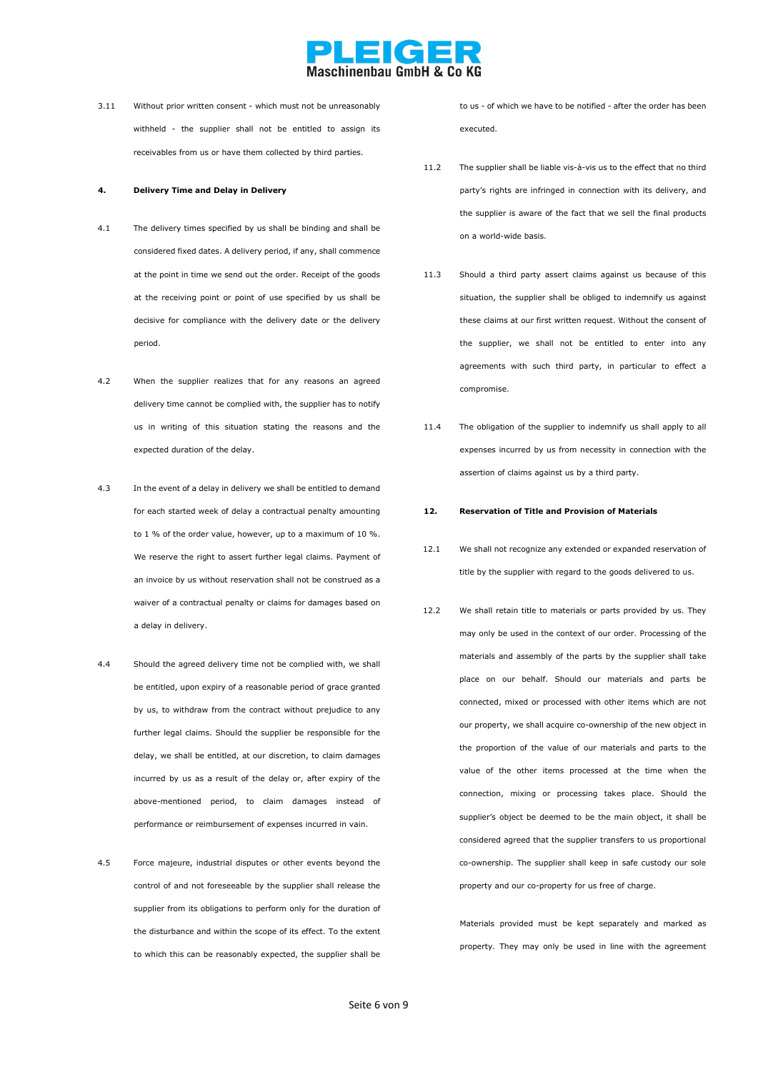3.11 Without prior written consent - which must not be unreasonably withheld - the supplier shall not be entitled to assign its receivables from us or have them collected by third parties.

**4. Delivery Time and Delay in Delivery**

4.1 The delivery times specified by us shall be binding and shall be considered fixed dates. A delivery period, if any, shall commence at the point in time we send out the order. Receipt of the goods at the receiving point or point of use specified by us shall be decisive for compliance with the delivery date or the delivery period.

4.2 When the supplier realizes that for any reasons an agreed delivery time cannot be complied with, the supplier has to notify us in writing of this situation stating the reasons and the expected duration of the delay.

4.3 In the event of a delay in delivery we shall be entitled to demand for each started week of delay a contractual penalty amounting to 1 % of the order value, however, up to a maximum of 10 %. We reserve the right to assert further legal claims. Payment of an invoice by us without reservation shall not be construed as a waiver of a contractual penalty or claims for damages based on a delay in delivery.

4.4 Should the agreed delivery time not be complied with, we shall be entitled, upon expiry of a reasonable period of grace granted by us, to withdraw from the contract without prejudice to any further legal claims. Should the supplier be responsible for the delay, we shall be entitled, at our discretion, to claim damages incurred by us as a result of the delay or, after expiry of the above-mentioned period, to claim damages instead of performance or reimbursement of expenses incurred in vain.

4.5 Force majeure, industrial disputes or other events beyond the control of and not foreseeable by the supplier shall release the supplier from its obligations to perform only for the duration of the disturbance and within the scope of its effect. To the extent to which this can be reasonably expected, the supplier shall be

to us - of which we have to be notified - after the order has been executed.

11.2 The supplier shall be liable vis-à-vis us to the effect that no third party's rights are infringed in connection with its delivery, and the supplier is aware of the fact that we sell the final products on a world-wide basis.

11.3 Should a third party assert claims against us because of this situation, the supplier shall be obliged to indemnify us against these claims at our first written request. Without the consent of the supplier, we shall not be entitled to enter into any agreements with such third party, in particular to effect a compromise.

11.4 The obligation of the supplier to indemnify us shall apply to all expenses incurred by us from necessity in connection with the assertion of claims against us by a third party.

**12. Reservation of Title and Provision of Materials**

12.1 We shall not recognize any extended or expanded reservation of title by the supplier with regard to the goods delivered to us.

12.2 We shall retain title to materials or parts provided by us. They may only be used in the context of our order. Processing of the materials and assembly of the parts by the supplier shall take place on our behalf. Should our materials and parts be connected, mixed or processed with other items which are not our property, we shall acquire co-ownership of the new object in the proportion of the value of our materials and parts to the value of the other items processed at the time when the connection, mixing or processing takes place. Should the supplier's object be deemed to be the main object, it shall be considered agreed that the supplier transfers to us proportional co-ownership. The supplier shall keep in safe custody our sole property and our co-property for us free of charge.

Materials provided must be kept separately and marked as property. They may only be used in line with the agreement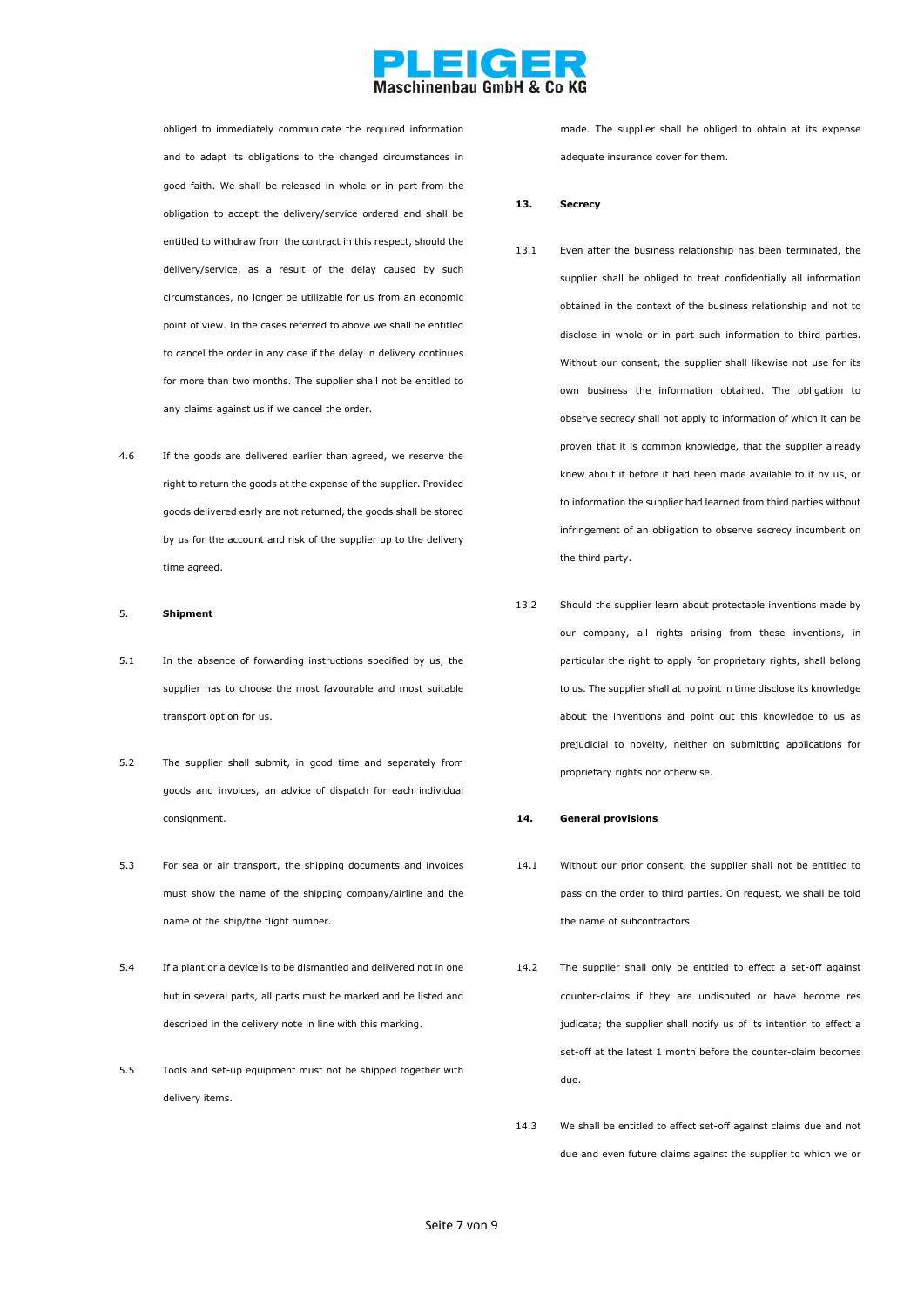obliged to immediately communicate the required information and to adapt its obligations to the changed circumstances in good faith. We shall be released in whole or in part from the obligation to accept the delivery/service ordered and shall be entitled to withdraw from the contract in this respect, should the delivery/service, as a result of the delay caused by such circumstances, no longer be utilizable for us from an economic point of view. In the cases referred to above we shall be entitled to cancel the order in any case if the delay in delivery continues for more than two months. The supplier shall not be entitled to any claims against us if we cancel the order.

4.6 If the goods are delivered earlier than agreed, we reserve the right to return the goods at the expense of the supplier. Provided goods delivered early are not returned, the goods shall be stored by us for the account and risk of the supplier up to the delivery time agreed.

## 5. Shipment

5.1 In the absence of forwarding instructions specified by us, the supplier has to choose the most favourable and most suitable transport option for us.

5.2 The supplier shall submit, in good time and separately from goods and invoices, an advice of dispatch for each individual consignment.

5.3 For sea or air transport, the shipping documents and invoices must show the name of the shipping company/airline and the name of the ship/the flight number.

5.4 If a plant or a device is to be dismantled and delivered not in one but in several parts, all parts must be marked and be listed and described in the delivery note in line with this marking.

5.5 Tools and set-up equipment must not be shipped together with delivery items.

made. The supplier shall be obliged to obtain at its expense adequate insurance cover for them.

## 13. Secrecy

13.1 Even after the business relationship has been terminated, the supplier shall be obliged to treat confidentially all information obtained in the context of the business relationship and not to disclose in whole or in part such information to third parties. Without our consent, the supplier shall likewise not use for its own business the information obtained. The obligation to observe secrecy shall not apply to information of which it can be proven that it is common knowledge, that the supplier already knew about it before it had been made available to it by us, or to information the supplier had learned from third parties without infringement of an obligation to observe secrecy incumbent on the third party.

13.2 Should the supplier learn about protectable inventions made by our company, all rights arising from these inventions, in particular the right to apply for proprietary rights, shall belong to us. The supplier shall at no point in time disclose its knowledge about the inventions and point out this knowledge to us as prejudicial to novelty, neither on submitting applications for proprietary rights nor otherwise.

## 14. General provisions

14.1 Without our prior consent, the supplier shall not be entitled to pass on the order to third parties. On request, we shall be told the name of subcontractors.

14.2 The supplier shall only be entitled to effect a set-off against counter-claims if they are undisputed or have become res judicata; the supplier shall notify us of its intention to effect a set-off at the latest 1 month before the counter-claim becomes due.

14.3 We shall be entitled to effect set-off against claims due and not due and even future claims against the supplier to which we or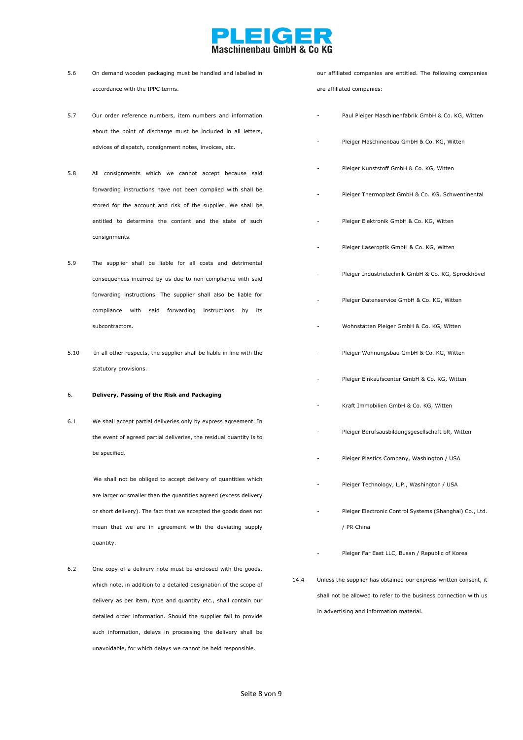5.6 On demand wooden packaging must be handled and labelled in accordance with the IPPC terms.

5.7 Our order reference numbers, item numbers and information about the point of discharge must be included in all letters, advices of dispatch, consignment notes, invoices, etc.

5.8 All consignments which we cannot accept because said forwarding instructions have not been complied with shall be stored for the account and risk of the supplier. We shall be entitled to determine the content and the state of such consignments.

5.9 The supplier shall be liable for all costs and detrimental consequences incurred by us due to non-compliance with said forwarding instructions. The supplier shall also be liable for compliance with said forwarding instructions by its subcontractors.

5.10 In all other respects, the supplier shall be liable in line with the statutory provisions.

## 6. Delivery, Passing of the Risk and Packaging

6.1 We shall accept partial deliveries only by express agreement. In the event of agreed partial deliveries, the residual quantity is to be specified.

We shall not be obliged to accept delivery of quantities which are larger or smaller than the quantities agreed (excess delivery or short delivery). The fact that we accepted the goods does not mean that we are in agreement with the deviating supply quantity.

6.2 One copy of a delivery note must be enclosed with the goods, which note, in addition to a detailed designation of the scope of delivery as per item, type and quantity etc., shall contain our detailed order information. Should the supplier fail to provide such information, delays in processing the delivery shall be unavoidable, for which delays we cannot be held responsible.

our affiliated companies are entitled. The following companies are affiliated companies:

- Paul Pleiger Maschinenfabrik GmbH & Co. KG, Witten
- Pleiger Maschinenbau GmbH & Co. KG, Witten
- Pleiger Kunststoff GmbH & Co. KG, Witten
- Pleiger Thermoplast GmbH & Co. KG, Schwentinental
- Pleiger Elektronik GmbH & Co. KG, Witten
- Pleiger Laseroptik GmbH & Co. KG, Witten
- Pleiger Industrietechnik GmbH & Co. KG, Sprockhövel
- Pleiger Datenservice GmbH & Co. KG, Witten
- Wohnstätten Pleiger GmbH & Co. KG, Witten
- Pleiger Wohnungsbau GmbH & Co. KG, Witten
- Pleiger Einkaufscenter GmbH & Co. KG, Witten
- Kraft Immobilien GmbH & Co. KG, Witten
- Pleiger Berufsausbildungsgesellschaft bR, Witten
- Pleiger Plastics Company, Washington / USA
- Pleiger Technology, L.P., Washington / USA
- Pleiger Electronic Control Systems (Shanghai) Co., Ltd. / PR China
- Pleiger Far East LLC, Busan / Republic of Korea

14.4 Unless the supplier has obtained our express written consent, it shall not be allowed to refer to the business connection with us in advertising and information material.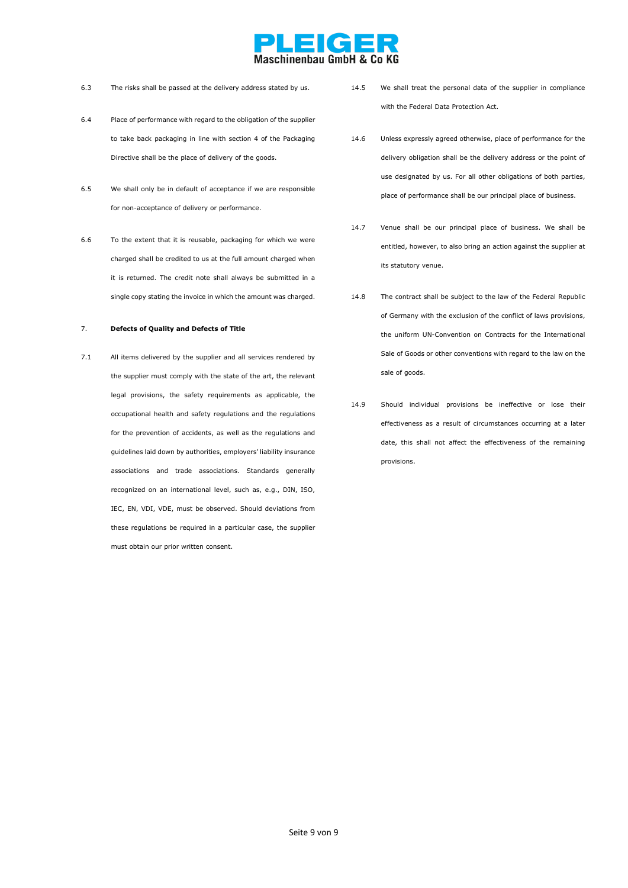6.3 The risks shall be passed at the delivery address stated by us.

6.4 Place of performance with regard to the obligation of the supplier to take back packaging in line with section 4 of the Packaging Directive shall be the place of delivery of the goods.

6.5 We shall only be in default of acceptance if we are responsible for non-acceptance of delivery or performance.

6.6 To the extent that it is reusable, packaging for which we were charged shall be credited to us at the full amount charged when it is returned. The credit note shall always be submitted in a single copy stating the invoice in which the amount was charged.

## 7. Defects of Quality and Defects of Title

7.1 All items delivered by the supplier and all services rendered by the supplier must comply with the state of the art, the relevant legal provisions, the safety requirements as applicable, the occupational health and safety regulations and the regulations for the prevention of accidents, as well as the regulations and guidelines laid down by authorities, employers' liability insurance associations and trade associations. Standards generally recognized on an international level, such as, e.g., DIN, ISO, IEC, EN, VDI, VDE, must be observed. Should deviations from these regulations be required in a particular case, the supplier must obtain our prior written consent.

14.5 We shall treat the personal data of the supplier in compliance with the Federal Data Protection Act.

14.6 Unless expressly agreed otherwise, place of performance for the delivery obligation shall be the delivery address or the point of use designated by us. For all other obligations of both parties, place of performance shall be our principal place of business.

14.7 Venue shall be our principal place of business. We shall be entitled, however, to also bring an action against the supplier at its statutory venue.

14.8 The contract shall be subject to the law of the Federal Republic of Germany with the exclusion of the conflict of laws provisions, the uniform UN-Convention on Contracts for the International Sale of Goods or other conventions with regard to the law on the sale of goods.

14.9 Should individual provisions be ineffective or lose their effectiveness as a result of circumstances occurring at a later date, this shall not affect the effectiveness of the remaining provisions.